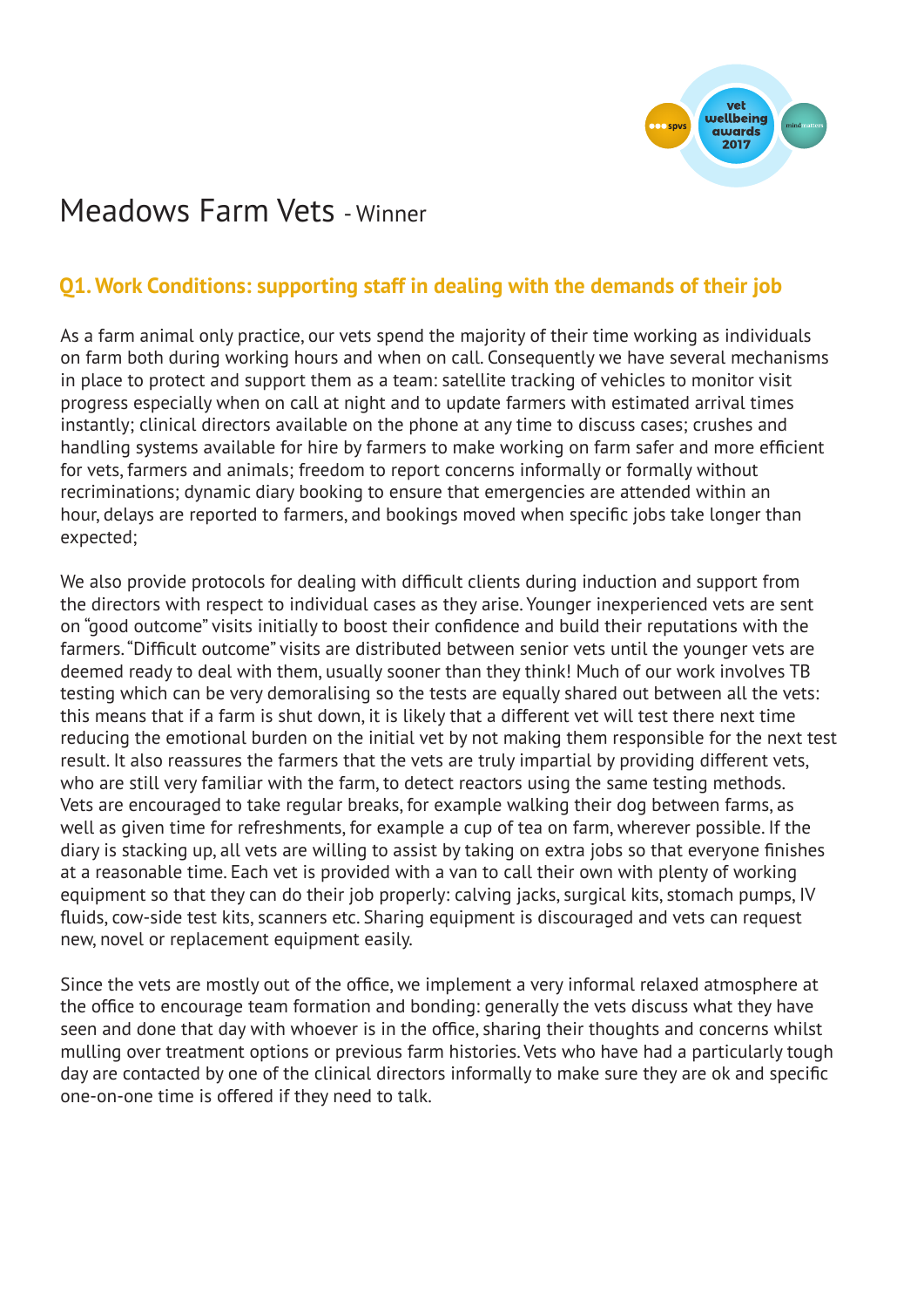# Meadows Farm Vets - Winner

## Q1. Work Conditions: supporting staff in dealing with the demands of their job

As a farm animal only practice, our vets spend the majority of their time working as individuals on farm both during working hours and when on call. Consequently we have several mechanisms in place to protect and support them as a team: satellite tracking of vehicles to monitor visit progress especially when on call at night and to update farmers with estimated arrival times instantly; clinical directors available on the phone at any time to discuss cases; crushes and handling systems available for hire by farmers to make working on farm safer and more efficient for vets, farmers and animals; freedom to report concerns informally or formally without recriminations; dynamic diary booking to ensure that emergencies are attended within an hour, delays are reported to farmers, and bookings moved when specific jobs take longer than expected;

We also provide protocols for dealing with difficult clients during induction and support from the directors with respect to individual cases as they arise. Younger inexperienced vets are sent on "good outcome" visits initially to boost their confidence and build their reputations with the farmers. "Difficult outcome" visits are distributed between senior vets until the younger vets are deemed ready to deal with them, usually sooner than they think! Much of our work involves TB testing which can be very demoralising so the tests are equally shared out between all the vets: this means that if a farm is shut down, it is likely that a different vet will test there next time reducing the emotional burden on the initial vet by not making them responsible for the next test result. It also reassures the farmers that the vets are truly impartial by providing different vets, who are still very familiar with the farm, to detect reactors using the same testing methods. Vets are encouraged to take regular breaks, for example walking their dog between farms, as well as given time for refreshments, for example a cup of tea on farm, wherever possible. If the diary is stacking up, all vets are willing to assist by taking on extra jobs so that everyone finishes at a reasonable time. Each vet is provided with a van to call their own with plenty of working equipment so that they can do their job properly: calving jacks, surgical kits, stomach pumps, IV fluids, cow-side test kits, scanners etc. Sharing equipment is discouraged and vets can request new, novel or replacement equipment easily.

Since the vets are mostly out of the office, we implement a very informal relaxed atmosphere at the office to encourage team formation and bonding: generally the vets discuss what they have seen and done that day with whoever is in the office, sharing their thoughts and concerns whilst mulling over treatment options or previous farm histories. Vets who have had a particularly tough day are contacted by one of the clinical directors informally to make sure they are ok and specific one-on-one time is offered if they need to talk.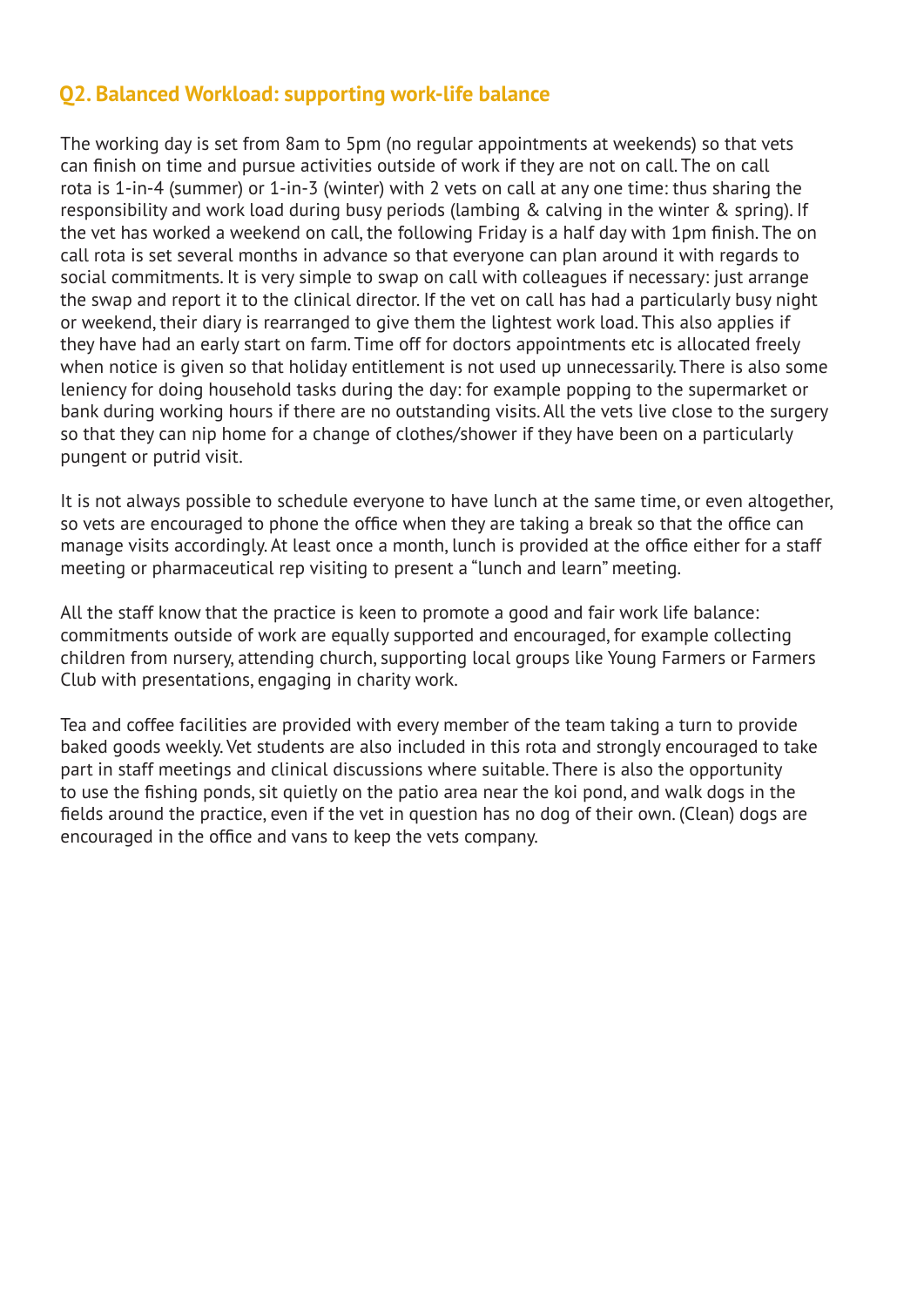## Q2. Balanced Workload: supporting work-life balance

The working day is set from 8am to 5pm (no regular appointments at weekends) so that vets can finish on time and pursue activities outside of work if they are not on call. The on call rota is 1-in-4 (summer) or 1-in-3 (winter) with 2 vets on call at any one time: thus sharing the responsibility and work load during busy periods (lambing & calving in the winter & spring). If the vet has worked a weekend on call, the following Friday is a half day with 1pm finish. The on call rota is set several months in advance so that everyone can plan around it with regards to social commitments. It is very simple to swap on call with colleagues if necessary: just arrange the swap and report it to the clinical director. If the vet on call has had a particularly busy night or weekend, their diary is rearranged to give them the lightest work load. This also applies if they have had an early start on farm. Time off for doctors appointments etc is allocated freely when notice is given so that holiday entitlement is not used up unnecessarily. There is also some leniency for doing household tasks during the day: for example popping to the supermarket or bank during working hours if there are no outstanding visits. All the vets live close to the surgery so that they can nip home for a change of clothes/shower if they have been on a particularly pungent or putrid visit.

It is not always possible to schedule everyone to have lunch at the same time, or even altogether, so vets are encouraged to phone the office when they are taking a break so that the office can manage visits accordingly. At least once a month, lunch is provided at the office either for a staff meeting or pharmaceutical rep visiting to present a "lunch and learn" meeting.

All the staff know that the practice is keen to promote a good and fair work life balance: commitments outside of work are equally supported and encouraged, for example collecting children from nursery, attending church, supporting local groups like Young Farmers or Farmers Club with presentations, engaging in charity work.

Tea and coffee facilities are provided with every member of the team taking a turn to provide baked goods weekly. Vet students are also included in this rota and strongly encouraged to take part in staff meetings and clinical discussions where suitable. There is also the opportunity to use the fishing ponds, sit quietly on the patio area near the koi pond, and walk dogs in the fields around the practice, even if the vet in question has no dog of their own. (Clean) dogs are encouraged in the office and vans to keep the vets company.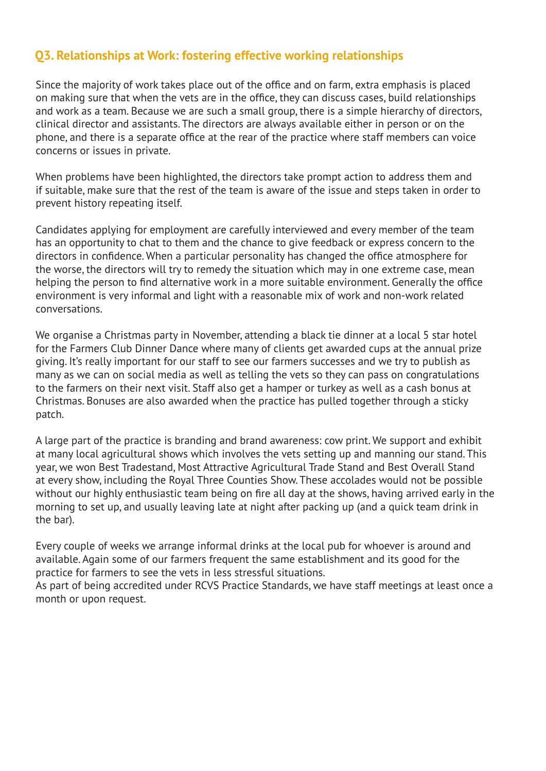## Q3. Relationships at Work: fostering effective working relationships

Since the majority of work takes place out of the office and on farm, extra emphasis is placed on making sure that when the vets are in the office, they can discuss cases, build relationships and work as a team. Because we are such a small group, there is a simple hierarchy of directors, clinical director and assistants. The directors are always available either in person or on the phone, and there is a separate office at the rear of the practice where staff members can voice concerns or issues in private.

When problems have been highlighted, the directors take prompt action to address them and if suitable, make sure that the rest of the team is aware of the issue and steps taken in order to prevent history repeating itself.

Candidates applying for employment are carefully interviewed and every member of the team has an opportunity to chat to them and the chance to give feedback or express concern to the directors in confidence. When a particular personality has changed the office atmosphere for the worse, the directors will try to remedy the situation which may in one extreme case, mean helping the person to find alternative work in a more suitable environment. Generally the office environment is very informal and light with a reasonable mix of work and non-work related conversations.

We organise a Christmas party in November, attending a black tie dinner at a local 5 star hotel for the Farmers Club Dinner Dance where many of clients get awarded cups at the annual prize giving. It's really important for our staff to see our farmers successes and we try to publish as many as we can on social media as well as telling the vets so they can pass on congratulations to the farmers on their next visit. Staff also get a hamper or turkey as well as a cash bonus at Christmas. Bonuses are also awarded when the practice has pulled together through a sticky patch.

A large part of the practice is branding and brand awareness: cow print. We support and exhibit at many local agricultural shows which involves the vets setting up and manning our stand. This year, we won Best Tradestand, Most Attractive Agricultural Trade Stand and Best Overall Stand at every show, including the Royal Three Counties Show. These accolades would not be possible without our highly enthusiastic team being on fire all day at the shows, having arrived early in the morning to set up, and usually leaving late at night after packing up (and a quick team drink in the bar).

Every couple of weeks we arrange informal drinks at the local pub for whoever is around and available. Again some of our farmers frequent the same establishment and its good for the practice for farmers to see the vets in less stressful situations.
As part of being accredited under RCVS Practice Standards, we have staff meetings at least once a month or upon request.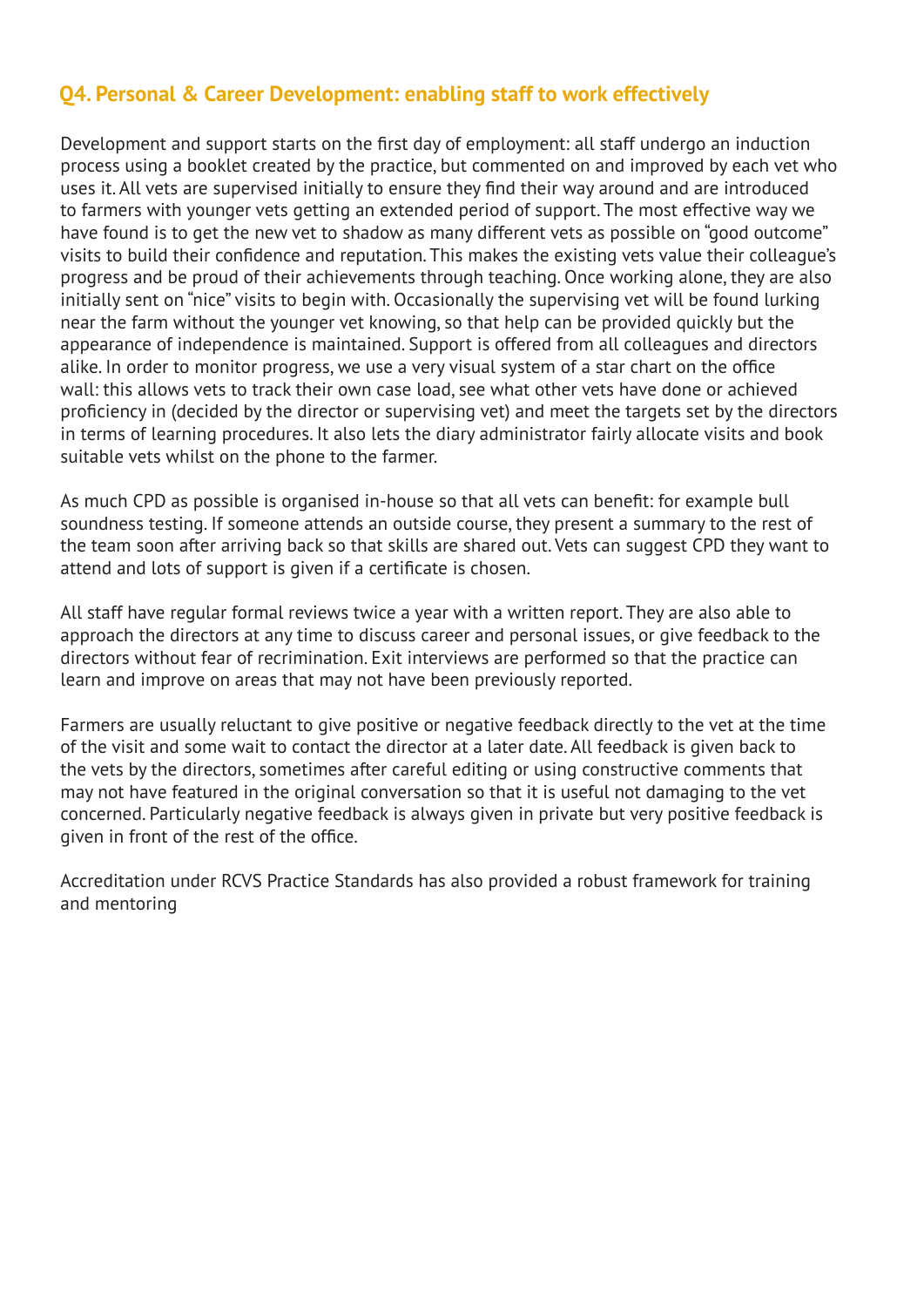## Q4. Personal & Career Development: enabling staff to work effectively

Development and support starts on the first day of employment: all staff undergo an induction process using a booklet created by the practice, but commented on and improved by each vet who uses it. All vets are supervised initially to ensure they find their way around and are introduced to farmers with younger vets getting an extended period of support. The most effective way we have found is to get the new vet to shadow as many different vets as possible on "good outcome" visits to build their confidence and reputation. This makes the existing vets value their colleague's progress and be proud of their achievements through teaching. Once working alone, they are also initially sent on "nice" visits to begin with. Occasionally the supervising vet will be found lurking near the farm without the younger vet knowing, so that help can be provided quickly but the appearance of independence is maintained. Support is offered from all colleagues and directors alike. In order to monitor progress, we use a very visual system of a star chart on the office wall: this allows vets to track their own case load, see what other vets have done or achieved proficiency in (decided by the director or supervising vet) and meet the targets set by the directors in terms of learning procedures. It also lets the diary administrator fairly allocate visits and book suitable vets whilst on the phone to the farmer.

As much CPD as possible is organised in-house so that all vets can benefit: for example bull soundness testing. If someone attends an outside course, they present a summary to the rest of the team soon after arriving back so that skills are shared out. Vets can suggest CPD they want to attend and lots of support is given if a certificate is chosen.

All staff have regular formal reviews twice a year with a written report. They are also able to approach the directors at any time to discuss career and personal issues, or give feedback to the directors without fear of recrimination. Exit interviews are performed so that the practice can learn and improve on areas that may not have been previously reported.

Farmers are usually reluctant to give positive or negative feedback directly to the vet at the time of the visit and some wait to contact the director at a later date. All feedback is given back to the vets by the directors, sometimes after careful editing or using constructive comments that may not have featured in the original conversation so that it is useful not damaging to the vet concerned. Particularly negative feedback is always given in private but very positive feedback is given in front of the rest of the office.

Accreditation under RCVS Practice Standards has also provided a robust framework for training and mentoring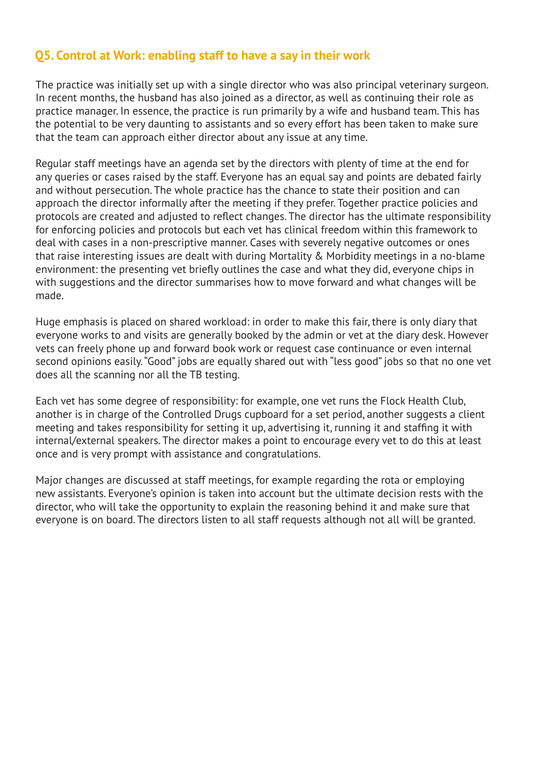## Q5. Control at Work: enabling staff to have a say in their work

The practice was initially set up with a single director who was also principal veterinary surgeon. In recent months, the husband has also joined as a director, as well as continuing their role as practice manager. In essence, the practice is run primarily by a wife and husband team. This has the potential to be very daunting to assistants and so every effort has been taken to make sure that the team can approach either director about any issue at any time.

Regular staff meetings have an agenda set by the directors with plenty of time at the end for any queries or cases raised by the staff. Everyone has an equal say and points are debated fairly and without persecution. The whole practice has the chance to state their position and can approach the director informally after the meeting if they prefer. Together practice policies and protocols are created and adjusted to reflect changes. The director has the ultimate responsibility for enforcing policies and protocols but each vet has clinical freedom within this framework to deal with cases in a non-prescriptive manner. Cases with severely negative outcomes or ones that raise interesting issues are dealt with during Mortality & Morbidity meetings in a no-blame environment: the presenting vet briefly outlines the case and what they did, everyone chips in with suggestions and the director summarises how to move forward and what changes will be made.

Huge emphasis is placed on shared workload: in order to make this fair, there is only diary that everyone works to and visits are generally booked by the admin or vet at the diary desk. However vets can freely phone up and forward book work or request case continuance or even internal second opinions easily. "Good" jobs are equally shared out with "less good" jobs so that no one vet does all the scanning nor all the TB testing.

Each vet has some degree of responsibility: for example, one vet runs the Flock Health Club, another is in charge of the Controlled Drugs cupboard for a set period, another suggests a client meeting and takes responsibility for setting it up, advertising it, running it and staffing it with internal/external speakers. The director makes a point to encourage every vet to do this at least once and is very prompt with assistance and congratulations.

Major changes are discussed at staff meetings, for example regarding the rota or employing new assistants. Everyone's opinion is taken into account but the ultimate decision rests with the director, who will take the opportunity to explain the reasoning behind it and make sure that everyone is on board. The directors listen to all staff requests although not all will be granted.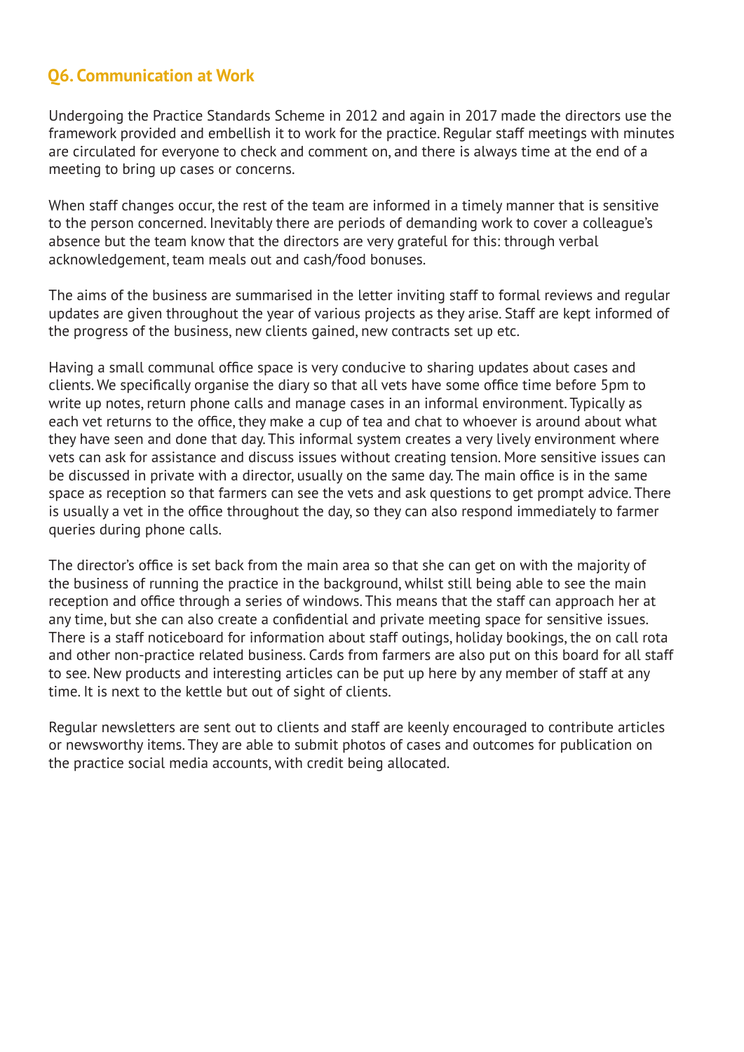## Q6. Communication at Work

Undergoing the Practice Standards Scheme in 2012 and again in 2017 made the directors use the framework provided and embellish it to work for the practice. Regular staff meetings with minutes are circulated for everyone to check and comment on, and there is always time at the end of a meeting to bring up cases or concerns.

When staff changes occur, the rest of the team are informed in a timely manner that is sensitive to the person concerned. Inevitably there are periods of demanding work to cover a colleague's absence but the team know that the directors are very grateful for this: through verbal acknowledgement, team meals out and cash/food bonuses.

The aims of the business are summarised in the letter inviting staff to formal reviews and regular updates are given throughout the year of various projects as they arise. Staff are kept informed of the progress of the business, new clients gained, new contracts set up etc.

Having a small communal office space is very conducive to sharing updates about cases and clients. We specifically organise the diary so that all vets have some office time before 5pm to write up notes, return phone calls and manage cases in an informal environment. Typically as each vet returns to the office, they make a cup of tea and chat to whoever is around about what they have seen and done that day. This informal system creates a very lively environment where vets can ask for assistance and discuss issues without creating tension. More sensitive issues can be discussed in private with a director, usually on the same day. The main office is in the same space as reception so that farmers can see the vets and ask questions to get prompt advice. There is usually a vet in the office throughout the day, so they can also respond immediately to farmer queries during phone calls.

The director's office is set back from the main area so that she can get on with the majority of the business of running the practice in the background, whilst still being able to see the main reception and office through a series of windows. This means that the staff can approach her at any time, but she can also create a confidential and private meeting space for sensitive issues. There is a staff noticeboard for information about staff outings, holiday bookings, the on call rota and other non-practice related business. Cards from farmers are also put on this board for all staff to see. New products and interesting articles can be put up here by any member of staff at any time. It is next to the kettle but out of sight of clients.

Regular newsletters are sent out to clients and staff are keenly encouraged to contribute articles or newsworthy items. They are able to submit photos of cases and outcomes for publication on the practice social media accounts, with credit being allocated.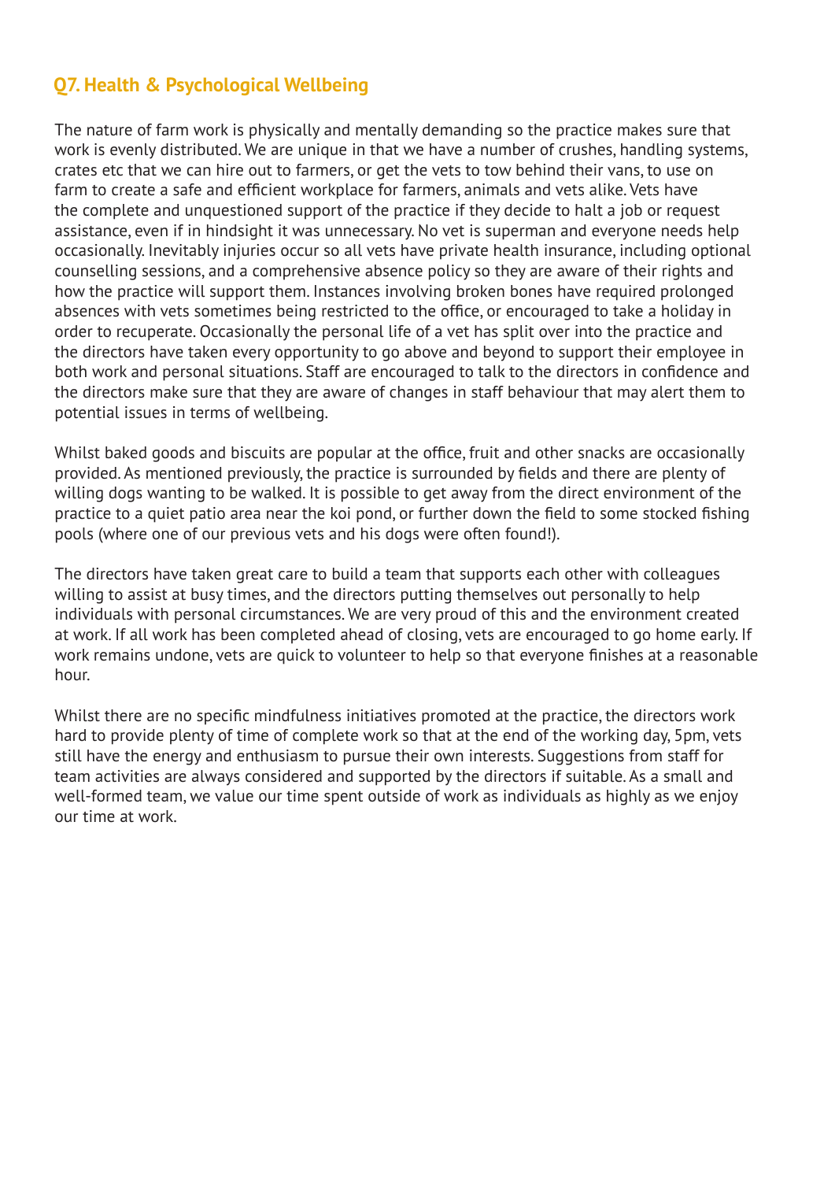## Q7. Health & Psychological Wellbeing

The nature of farm work is physically and mentally demanding so the practice makes sure that work is evenly distributed. We are unique in that we have a number of crushes, handling systems, crates etc that we can hire out to farmers, or get the vets to tow behind their vans, to use on farm to create a safe and efficient workplace for farmers, animals and vets alike. Vets have the complete and unquestioned support of the practice if they decide to halt a job or request assistance, even if in hindsight it was unnecessary. No vet is superman and everyone needs help occasionally. Inevitably injuries occur so all vets have private health insurance, including optional counselling sessions, and a comprehensive absence policy so they are aware of their rights and how the practice will support them. Instances involving broken bones have required prolonged absences with vets sometimes being restricted to the office, or encouraged to take a holiday in order to recuperate. Occasionally the personal life of a vet has split over into the practice and the directors have taken every opportunity to go above and beyond to support their employee in both work and personal situations. Staff are encouraged to talk to the directors in confidence and the directors make sure that they are aware of changes in staff behaviour that may alert them to potential issues in terms of wellbeing.

Whilst baked goods and biscuits are popular at the office, fruit and other snacks are occasionally provided. As mentioned previously, the practice is surrounded by fields and there are plenty of willing dogs wanting to be walked. It is possible to get away from the direct environment of the practice to a quiet patio area near the koi pond, or further down the field to some stocked fishing pools (where one of our previous vets and his dogs were often found!).

The directors have taken great care to build a team that supports each other with colleagues willing to assist at busy times, and the directors putting themselves out personally to help individuals with personal circumstances. We are very proud of this and the environment created at work. If all work has been completed ahead of closing, vets are encouraged to go home early. If work remains undone, vets are quick to volunteer to help so that everyone finishes at a reasonable hour.

Whilst there are no specific mindfulness initiatives promoted at the practice, the directors work hard to provide plenty of time of complete work so that at the end of the working day, 5pm, vets still have the energy and enthusiasm to pursue their own interests. Suggestions from staff for team activities are always considered and supported by the directors if suitable. As a small and well-formed team, we value our time spent outside of work as individuals as highly as we enjoy our time at work.